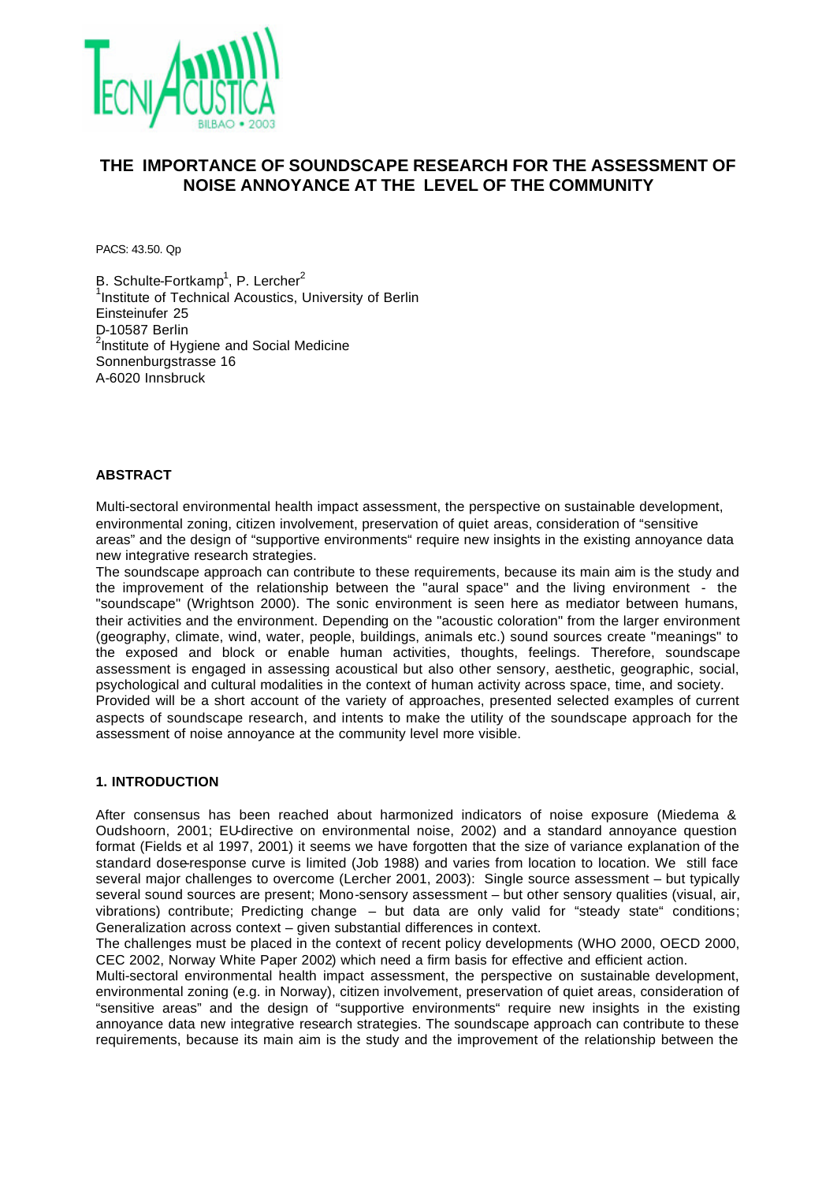# THE IMPORTANCE OF SOUNDSCAPE RESEARCH FOR THE ASSESSMENT OF NOISE ANNOYANCE AT THE LEVEL OF THE COMMUNITY

PACS: 43.50. Qp

B. Schulte-Fortkamp[1], P. Lercher[2]
[1]Institute of Technical Acoustics, University of Berlin
Einsteinufer 25
D-10587 Berlin
[2]Institute of Hygiene and Social Medicine
Sonnenburgstrasse 16
A-6020 Innsbruck

### ABSTRACT

Multi-sectoral environmental health impact assessment, the perspective on sustainable development, environmental zoning, citizen involvement, preservation of quiet areas, consideration of "sensitive areas" and the design of "supportive environments" require new insights in the existing annoyance data new integrative research strategies.
The soundscape approach can contribute to these requirements, because its main aim is the study and the improvement of the relationship between the "aural space" and the living environment - the "soundscape" (Wrightson 2000). The sonic environment is seen here as mediator between humans, their activities and the environment. Depending on the "acoustic coloration" from the larger environment (geography, climate, wind, water, people, buildings, animals etc.) sound sources create "meanings" to the exposed and block or enable human activities, thoughts, feelings. Therefore, soundscape assessment is engaged in assessing acoustical but also other sensory, aesthetic, geographic, social, psychological and cultural modalities in the context of human activity across space, time, and society.
Provided will be a short account of the variety of approaches, presented selected examples of current aspects of soundscape research, and intents to make the utility of the soundscape approach for the assessment of noise annoyance at the community level more visible.

### 1. INTRODUCTION

After consensus has been reached about harmonized indicators of noise exposure (Miedema & Oudshoorn, 2001; EU-directive on environmental noise, 2002) and a standard annoyance question format (Fields et al 1997, 2001) it seems we have forgotten that the size of variance explanation of the standard dose-response curve is limited (Job 1988) and varies from location to location. We still face several major challenges to overcome (Lercher 2001, 2003): Single source assessment – but typically several sound sources are present; Mono-sensory assessment – but other sensory qualities (visual, air, vibrations) contribute; Predicting change – but data are only valid for "steady state" conditions; Generalization across context – given substantial differences in context.
The challenges must be placed in the context of recent policy developments (WHO 2000, OECD 2000, CEC 2002, Norway White Paper 2002) which need a firm basis for effective and efficient action.
Multi-sectoral environmental health impact assessment, the perspective on sustainable development, environmental zoning (e.g. in Norway), citizen involvement, preservation of quiet areas, consideration of "sensitive areas" and the design of "supportive environments" require new insights in the existing annoyance data new integrative research strategies. The soundscape approach can contribute to these requirements, because its main aim is the study and the improvement of the relationship between the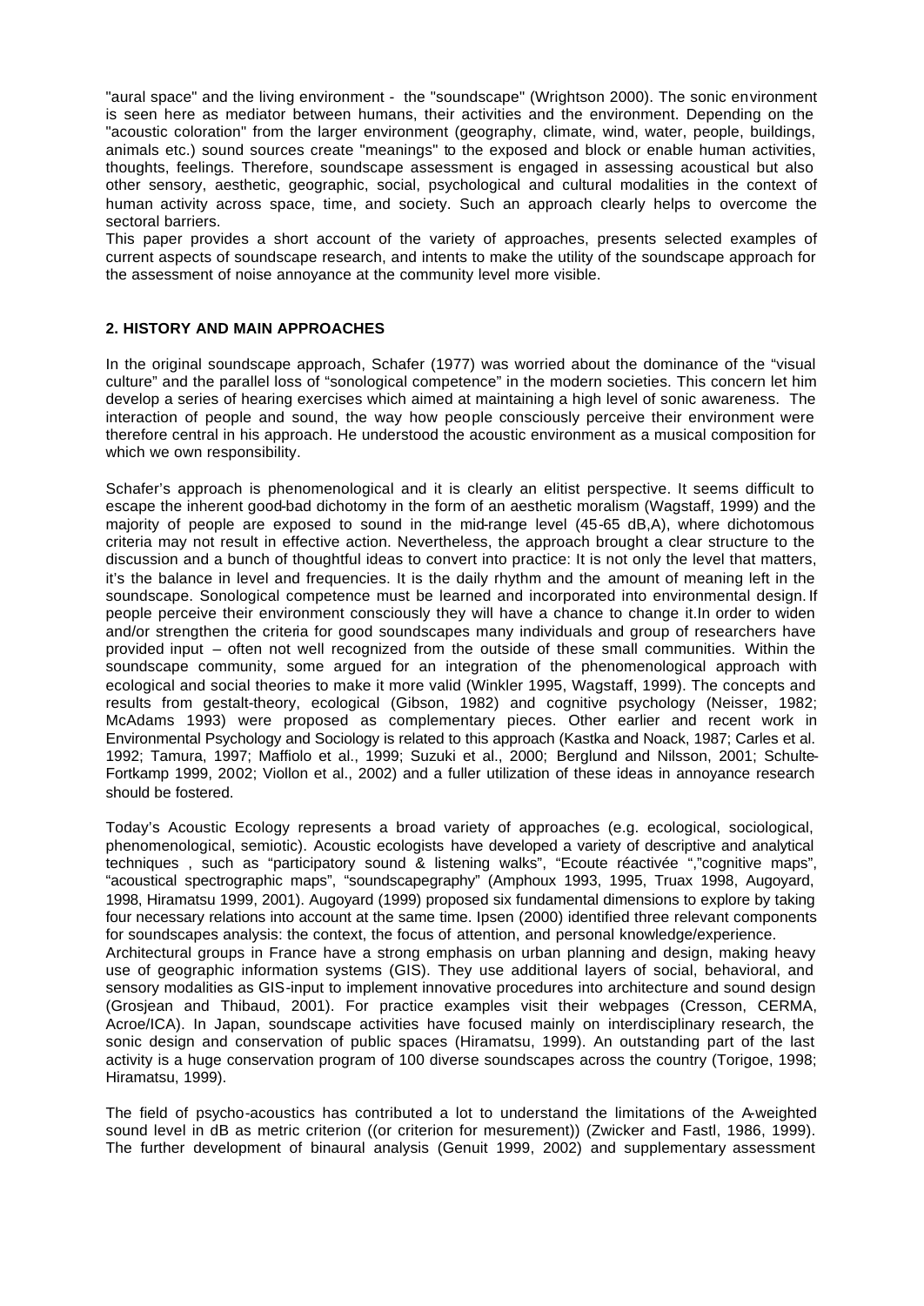"aural space" and the living environment - the "soundscape" (Wrightson 2000). The sonic environment is seen here as mediator between humans, their activities and the environment. Depending on the "acoustic coloration" from the larger environment (geography, climate, wind, water, people, buildings, animals etc.) sound sources create "meanings" to the exposed and block or enable human activities, thoughts, feelings. Therefore, soundscape assessment is engaged in assessing acoustical but also other sensory, aesthetic, geographic, social, psychological and cultural modalities in the context of human activity across space, time, and society. Such an approach clearly helps to overcome the sectoral barriers.

This paper provides a short account of the variety of approaches, presents selected examples of current aspects of soundscape research, and intents to make the utility of the soundscape approach for the assessment of noise annoyance at the community level more visible.

## 2. HISTORY AND MAIN APPROACHES

In the original soundscape approach, Schafer (1977) was worried about the dominance of the "visual culture" and the parallel loss of "sonological competence" in the modern societies. This concern let him develop a series of hearing exercises which aimed at maintaining a high level of sonic awareness. The interaction of people and sound, the way how people consciously perceive their environment were therefore central in his approach. He understood the acoustic environment as a musical composition for which we own responsibility.

Schafer's approach is phenomenological and it is clearly an elitist perspective. It seems difficult to escape the inherent good-bad dichotomy in the form of an aesthetic moralism (Wagstaff, 1999) and the majority of people are exposed to sound in the mid-range level (45-65 dB,A), where dichotomous criteria may not result in effective action. Nevertheless, the approach brought a clear structure to the discussion and a bunch of thoughtful ideas to convert into practice: It is not only the level that matters, it's the balance in level and frequencies. It is the daily rhythm and the amount of meaning left in the soundscape. Sonological competence must be learned and incorporated into environmental design. If people perceive their environment consciously they will have a chance to change it.In order to widen and/or strengthen the criteria for good soundscapes many individuals and group of researchers have provided input – often not well recognized from the outside of these small communities. Within the soundscape community, some argued for an integration of the phenomenological approach with ecological and social theories to make it more valid (Winkler 1995, Wagstaff, 1999). The concepts and results from gestalt-theory, ecological (Gibson, 1982) and cognitive psychology (Neisser, 1982; McAdams 1993) were proposed as complementary pieces. Other earlier and recent work in Environmental Psychology and Sociology is related to this approach (Kastka and Noack, 1987; Carles et al. 1992; Tamura, 1997; Maffiolo et al., 1999; Suzuki et al., 2000; Berglund and Nilsson, 2001; Schulte-Fortkamp 1999, 2002; Viollon et al., 2002) and a fuller utilization of these ideas in annoyance research should be fostered.

Today's Acoustic Ecology represents a broad variety of approaches (e.g. ecological, sociological, phenomenological, semiotic). Acoustic ecologists have developed a variety of descriptive and analytical techniques , such as "participatory sound & listening walks", "Ecoute réactivée ","cognitive maps", "acoustical spectrographic maps", "soundscapegraphy" (Amphoux 1993, 1995, Truax 1998, Augoyard, 1998, Hiramatsu 1999, 2001). Augoyard (1999) proposed six fundamental dimensions to explore by taking four necessary relations into account at the same time. Ipsen (2000) identified three relevant components for soundscapes analysis: the context, the focus of attention, and personal knowledge/experience.

Architectural groups in France have a strong emphasis on urban planning and design, making heavy use of geographic information systems (GIS). They use additional layers of social, behavioral, and sensory modalities as GIS-input to implement innovative procedures into architecture and sound design (Grosjean and Thibaud, 2001). For practice examples visit their webpages (Cresson, CERMA, Acroe/ICA). In Japan, soundscape activities have focused mainly on interdisciplinary research, the sonic design and conservation of public spaces (Hiramatsu, 1999). An outstanding part of the last activity is a huge conservation program of 100 diverse soundscapes across the country (Torigoe, 1998; Hiramatsu, 1999).

The field of psycho-acoustics has contributed a lot to understand the limitations of the A-weighted sound level in dB as metric criterion ((or criterion for mesurement)) (Zwicker and Fastl, 1986, 1999). The further development of binaural analysis (Genuit 1999, 2002) and supplementary assessment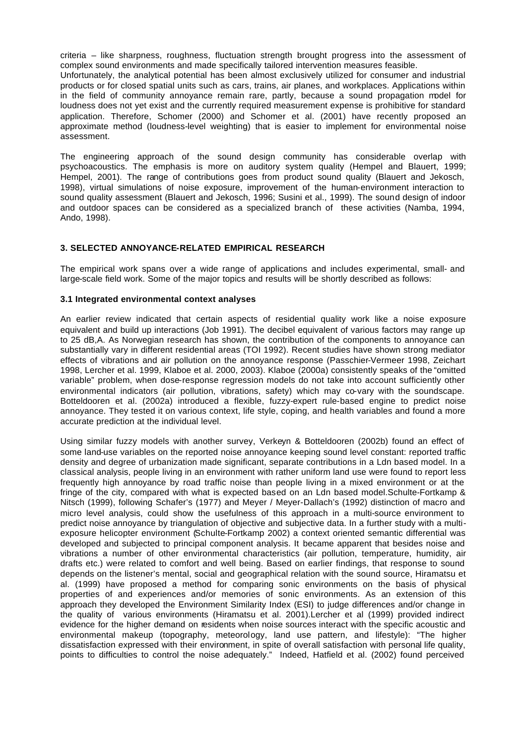criteria – like sharpness, roughness, fluctuation strength brought progress into the assessment of complex sound environments and made specifically tailored intervention measures feasible.
Unfortunately, the analytical potential has been almost exclusively utilized for consumer and industrial products or for closed spatial units such as cars, trains, air planes, and workplaces. Applications within in the field of community annoyance remain rare, partly, because a sound propagation model for loudness does not yet exist and the currently required measurement expense is prohibitive for standard application. Therefore, Schomer (2000) and Schomer et al. (2001) have recently proposed an approximate method (loudness-level weighting) that is easier to implement for environmental noise assessment.

The engineering approach of the sound design community has considerable overlap with psychoacoustics. The emphasis is more on auditory system quality (Hempel and Blauert, 1999; Hempel, 2001). The range of contributions goes from product sound quality (Blauert and Jekosch, 1998), virtual simulations of noise exposure, improvement of the human-environment interaction to sound quality assessment (Blauert and Jekosch, 1996; Susini et al., 1999). The sound design of indoor and outdoor spaces can be considered as a specialized branch of these activities (Namba, 1994, Ando, 1998).

## 3. SELECTED ANNOYANCE-RELATED EMPIRICAL RESEARCH

The empirical work spans over a wide range of applications and includes experimental, small- and large-scale field work. Some of the major topics and results will be shortly described as follows:

### 3.1 Integrated environmental context analyses

An earlier review indicated that certain aspects of residential quality work like a noise exposure equivalent and build up interactions (Job 1991). The decibel equivalent of various factors may range up to 25 dB,A. As Norwegian research has shown, the contribution of the components to annoyance can substantially vary in different residential areas (TOI 1992). Recent studies have shown strong mediator effects of vibrations and air pollution on the annoyance response (Passchier-Vermeer 1998, Zeichart 1998, Lercher et al. 1999, Klaboe et al. 2000, 2003). Klaboe (2000a) consistently speaks of the "omitted variable" problem, when dose-response regression models do not take into account sufficiently other environmental indicators (air pollution, vibrations, safety) which may co-vary with the soundscape. Botteldooren et al. (2002a) introduced a flexible, fuzzy-expert rule-based engine to predict noise annoyance. They tested it on various context, life style, coping, and health variables and found a more accurate prediction at the individual level.

Using similar fuzzy models with another survey, Verkeyn & Botteldooren (2002b) found an effect of some land-use variables on the reported noise annoyance keeping sound level constant: reported traffic density and degree of urbanization made significant, separate contributions in a Ldn based model. In a classical analysis, people living in an environment with rather uniform land use were found to report less frequently high annoyance by road traffic noise than people living in a mixed environment or at the fringe of the city, compared with what is expected based on an Ldn based model.Schulte-Fortkamp & Nitsch (1999), following Schafer's (1977) and Meyer / Meyer-Dallach's (1992) distinction of macro and micro level analysis, could show the usefulness of this approach in a multi-source environment to predict noise annoyance by triangulation of objective and subjective data. In a further study with a multi-exposure helicopter environment (Schulte-Fortkamp 2002) a context oriented semantic differential was developed and subjected to principal component analysis. It became apparent that besides noise and vibrations a number of other environmental characteristics (air pollution, temperature, humidity, air drafts etc.) were related to comfort and well being. Based on earlier findings, that response to sound depends on the listener's mental, social and geographical relation with the sound source, Hiramatsu et al. (1999) have proposed a method for comparing sonic environments on the basis of physical properties of and experiences and/or memories of sonic environments. As an extension of this approach they developed the Environment Similarity Index (ESI) to judge differences and/or change in the quality of various environments (Hiramatsu et al. 2001).Lercher et al (1999) provided indirect evidence for the higher demand on residents when noise sources interact with the specific acoustic and environmental makeup (topography, meteorology, land use pattern, and lifestyle): "The higher dissatisfaction expressed with their environment, in spite of overall satisfaction with personal life quality, points to difficulties to control the noise adequately." Indeed, Hatfield et al. (2002) found perceived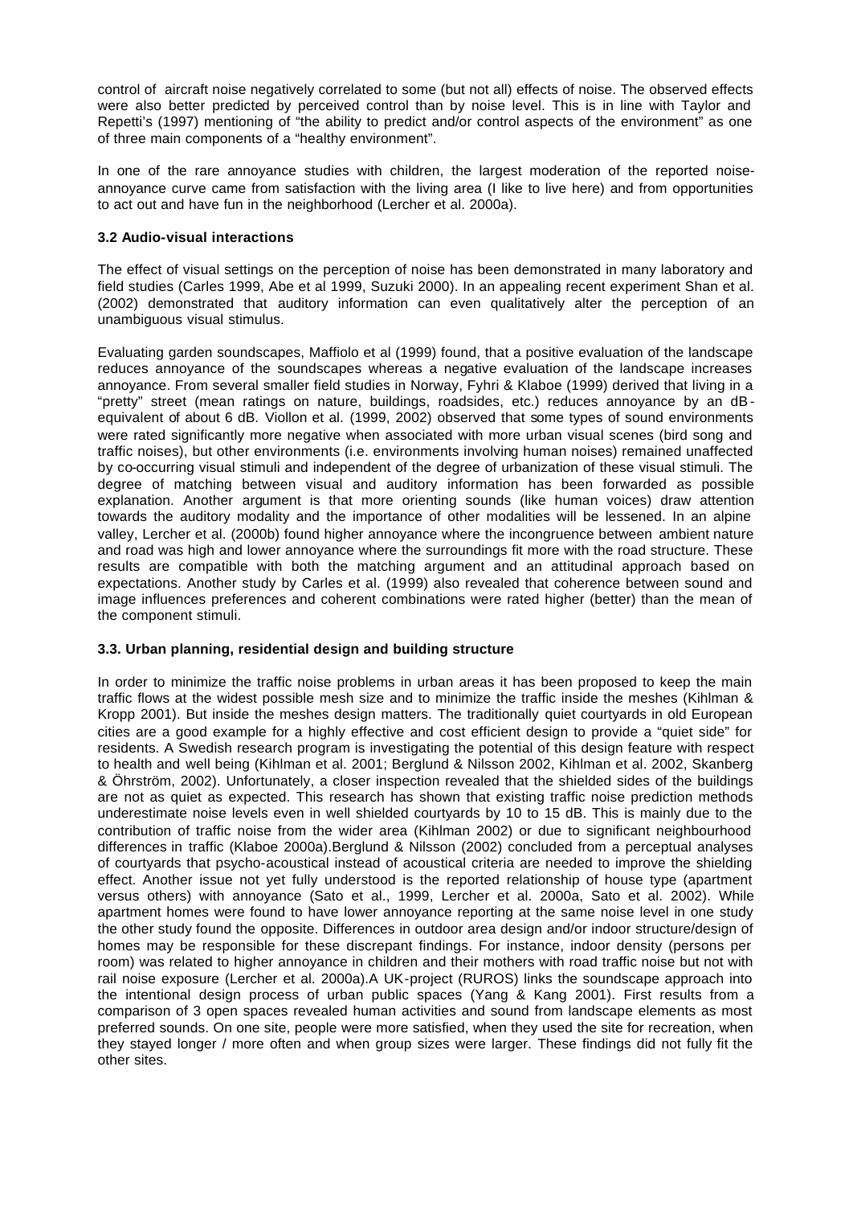control of aircraft noise negatively correlated to some (but not all) effects of noise. The observed effects were also better predicted by perceived control than by noise level. This is in line with Taylor and Repetti's (1997) mentioning of "the ability to predict and/or control aspects of the environment" as one of three main components of a "healthy environment".

In one of the rare annoyance studies with children, the largest moderation of the reported noise-annoyance curve came from satisfaction with the living area (I like to live here) and from opportunities to act out and have fun in the neighborhood (Lercher et al. 2000a).

### 3.2 Audio-visual interactions

The effect of visual settings on the perception of noise has been demonstrated in many laboratory and field studies (Carles 1999, Abe et al 1999, Suzuki 2000). In an appealing recent experiment Shan et al. (2002) demonstrated that auditory information can even qualitatively alter the perception of an unambiguous visual stimulus.

Evaluating garden soundscapes, Maffiolo et al (1999) found, that a positive evaluation of the landscape reduces annoyance of the soundscapes whereas a negative evaluation of the landscape increases annoyance. From several smaller field studies in Norway, Fyhri & Klaboe (1999) derived that living in a "pretty" street (mean ratings on nature, buildings, roadsides, etc.) reduces annoyance by an dB-equivalent of about 6 dB. Viollon et al. (1999, 2002) observed that some types of sound environments were rated significantly more negative when associated with more urban visual scenes (bird song and traffic noises), but other environments (i.e. environments involving human noises) remained unaffected by co-occurring visual stimuli and independent of the degree of urbanization of these visual stimuli. The degree of matching between visual and auditory information has been forwarded as possible explanation. Another argument is that more orienting sounds (like human voices) draw attention towards the auditory modality and the importance of other modalities will be lessened. In an alpine valley, Lercher et al. (2000b) found higher annoyance where the incongruence between ambient nature and road was high and lower annoyance where the surroundings fit more with the road structure. These results are compatible with both the matching argument and an attitudinal approach based on expectations. Another study by Carles et al. (1999) also revealed that coherence between sound and image influences preferences and coherent combinations were rated higher (better) than the mean of the component stimuli.

### 3.3. Urban planning, residential design and building structure

In order to minimize the traffic noise problems in urban areas it has been proposed to keep the main traffic flows at the widest possible mesh size and to minimize the traffic inside the meshes (Kihlman & Kropp 2001). But inside the meshes design matters. The traditionally quiet courtyards in old European cities are a good example for a highly effective and cost efficient design to provide a "quiet side" for residents. A Swedish research program is investigating the potential of this design feature with respect to health and well being (Kihlman et al. 2001; Berglund & Nilsson 2002, Kihlman et al. 2002, Skanberg & Öhrström, 2002). Unfortunately, a closer inspection revealed that the shielded sides of the buildings are not as quiet as expected. This research has shown that existing traffic noise prediction methods underestimate noise levels even in well shielded courtyards by 10 to 15 dB. This is mainly due to the contribution of traffic noise from the wider area (Kihlman 2002) or due to significant neighbourhood differences in traffic (Klaboe 2000a).Berglund & Nilsson (2002) concluded from a perceptual analyses of courtyards that psycho-acoustical instead of acoustical criteria are needed to improve the shielding effect. Another issue not yet fully understood is the reported relationship of house type (apartment versus others) with annoyance (Sato et al., 1999, Lercher et al. 2000a, Sato et al. 2002). While apartment homes were found to have lower annoyance reporting at the same noise level in one study the other study found the opposite. Differences in outdoor area design and/or indoor structure/design of homes may be responsible for these discrepant findings. For instance, indoor density (persons per room) was related to higher annoyance in children and their mothers with road traffic noise but not with rail noise exposure (Lercher et al. 2000a).A UK-project (RUROS) links the soundscape approach into the intentional design process of urban public spaces (Yang & Kang 2001). First results from a comparison of 3 open spaces revealed human activities and sound from landscape elements as most preferred sounds. On one site, people were more satisfied, when they used the site for recreation, when they stayed longer / more often and when group sizes were larger. These findings did not fully fit the other sites.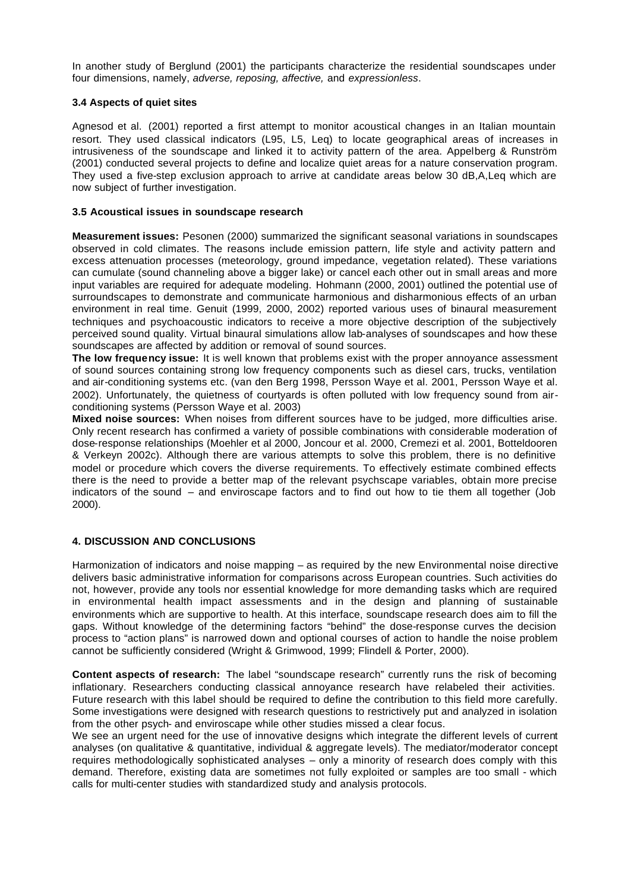In another study of Berglund (2001) the participants characterize the residential soundscapes under four dimensions, namely, *adverse, reposing, affective,* and *expressionless*.

### 3.4 Aspects of quiet sites

Agnesod et al. (2001) reported a first attempt to monitor acoustical changes in an Italian mountain resort. They used classical indicators (L95, L5, Leq) to locate geographical areas of increases in intrusiveness of the soundscape and linked it to activity pattern of the area. Appelberg & Runström (2001) conducted several projects to define and localize quiet areas for a nature conservation program. They used a five-step exclusion approach to arrive at candidate areas below 30 dB,A,Leq which are now subject of further investigation.

### 3.5 Acoustical issues in soundscape research

**Measurement issues:** Pesonen (2000) summarized the significant seasonal variations in soundscapes observed in cold climates. The reasons include emission pattern, life style and activity pattern and excess attenuation processes (meteorology, ground impedance, vegetation related). These variations can cumulate (sound channeling above a bigger lake) or cancel each other out in small areas and more input variables are required for adequate modeling. Hohmann (2000, 2001) outlined the potential use of surroundscapes to demonstrate and communicate harmonious and disharmonious effects of an urban environment in real time. Genuit (1999, 2000, 2002) reported various uses of binaural measurement techniques and psychoacoustic indicators to receive a more objective description of the subjectively perceived sound quality. Virtual binaural simulations allow lab-analyses of soundscapes and how these soundscapes are affected by addition or removal of sound sources.

**The low frequency issue:** It is well known that problems exist with the proper annoyance assessment of sound sources containing strong low frequency components such as diesel cars, trucks, ventilation and air-conditioning systems etc. (van den Berg 1998, Persson Waye et al. 2001, Persson Waye et al. 2002). Unfortunately, the quietness of courtyards is often polluted with low frequency sound from air-conditioning systems (Persson Waye et al. 2003)

**Mixed noise sources:** When noises from different sources have to be judged, more difficulties arise. Only recent research has confirmed a variety of possible combinations with considerable moderation of dose-response relationships (Moehler et al 2000, Joncour et al. 2000, Cremezi et al. 2001, Botteldooren & Verkeyn 2002c). Although there are various attempts to solve this problem, there is no definitive model or procedure which covers the diverse requirements. To effectively estimate combined effects there is the need to provide a better map of the relevant psychscape variables, obtain more precise indicators of the sound – and enviroscape factors and to find out how to tie them all together (Job 2000).

## 4. DISCUSSION AND CONCLUSIONS

Harmonization of indicators and noise mapping – as required by the new Environmental noise directive delivers basic administrative information for comparisons across European countries. Such activities do not, however, provide any tools nor essential knowledge for more demanding tasks which are required in environmental health impact assessments and in the design and planning of sustainable environments which are supportive to health. At this interface, soundscape research does aim to fill the gaps. Without knowledge of the determining factors "behind" the dose-response curves the decision process to "action plans" is narrowed down and optional courses of action to handle the noise problem cannot be sufficiently considered (Wright & Grimwood, 1999; Flindell & Porter, 2000).

**Content aspects of research:** The label "soundscape research" currently runs the risk of becoming inflationary. Researchers conducting classical annoyance research have relabeled their activities. Future research with this label should be required to define the contribution to this field more carefully. Some investigations were designed with research questions to restrictively put and analyzed in isolation from the other psych- and enviroscape while other studies missed a clear focus.

We see an urgent need for the use of innovative designs which integrate the different levels of current analyses (on qualitative & quantitative, individual & aggregate levels). The mediator/moderator concept requires methodologically sophisticated analyses – only a minority of research does comply with this demand. Therefore, existing data are sometimes not fully exploited or samples are too small - which calls for multi-center studies with standardized study and analysis protocols.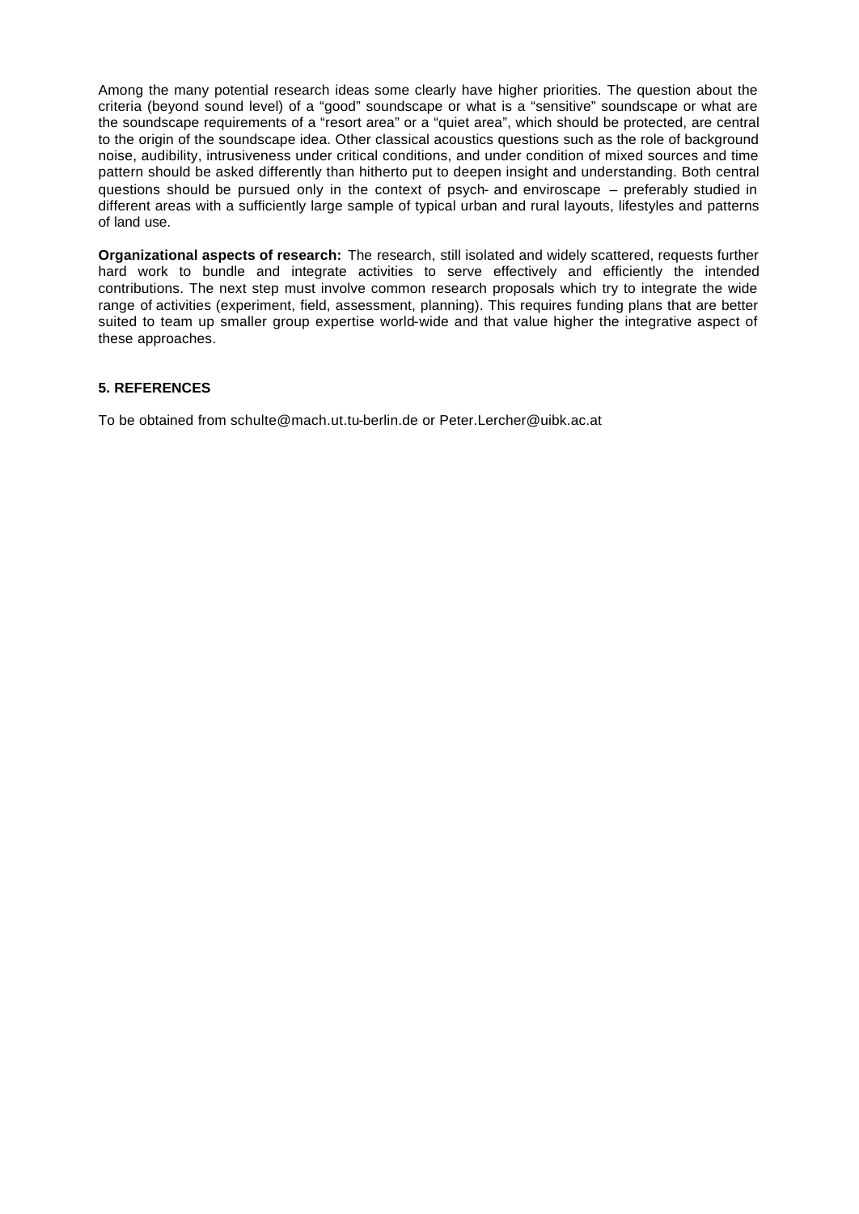Among the many potential research ideas some clearly have higher priorities. The question about the criteria (beyond sound level) of a "good" soundscape or what is a "sensitive" soundscape or what are the soundscape requirements of a "resort area" or a "quiet area", which should be protected, are central to the origin of the soundscape idea. Other classical acoustics questions such as the role of background noise, audibility, intrusiveness under critical conditions, and under condition of mixed sources and time pattern should be asked differently than hitherto put to deepen insight and understanding. Both central questions should be pursued only in the context of psych- and enviroscape – preferably studied in different areas with a sufficiently large sample of typical urban and rural layouts, lifestyles and patterns of land use.

**Organizational aspects of research:** The research, still isolated and widely scattered, requests further hard work to bundle and integrate activities to serve effectively and efficiently the intended contributions. The next step must involve common research proposals which try to integrate the wide range of activities (experiment, field, assessment, planning). This requires funding plans that are better suited to team up smaller group expertise world-wide and that value higher the integrative aspect of these approaches.

## 5. REFERENCES

To be obtained from schulte@mach.ut.tu-berlin.de or Peter.Lercher@uibk.ac.at